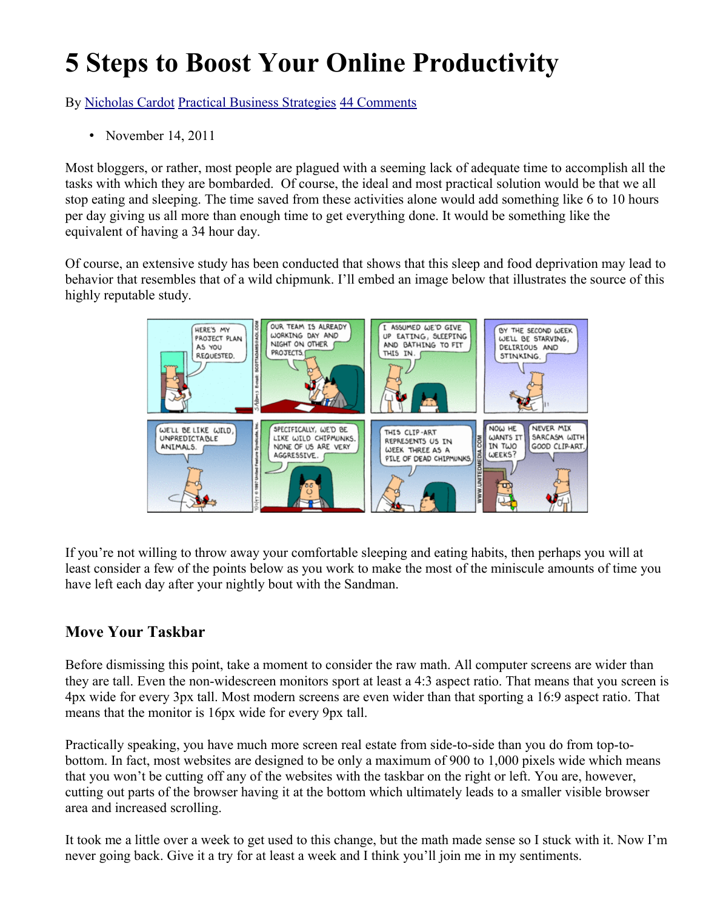# 5 Steps to Boost Your Online Productivity

By Nicholas Cardot Practical Business Strategies 44 Comments

- November 14, 2011

Most bloggers, or rather, most people are plagued with a seeming lack of adequate time to accomplish all the tasks with which they are bombarded. Of course, the ideal and most practical solution would be that we all stop eating and sleeping. The time saved from these activities alone would add something like 6 to 10 hours per day giving us all more than enough time to get everything done. It would be something like the equivalent of having a 34 hour day.

Of course, an extensive study has been conducted that shows that this sleep and food deprivation may lead to behavior that resembles that of a wild chipmunk. I'll embed an image below that illustrates the source of this highly reputable study.

If you're not willing to throw away your comfortable sleeping and eating habits, then perhaps you will at least consider a few of the points below as you work to make the most of the miniscule amounts of time you have left each day after your nightly bout with the Sandman.

## Move Your Taskbar

Before dismissing this point, take a moment to consider the raw math. All computer screens are wider than they are tall. Even the non-widescreen monitors sport at least a 4:3 aspect ratio. That means that you screen is 4px wide for every 3px tall. Most modern screens are even wider than that sporting a 16:9 aspect ratio. That means that the monitor is 16px wide for every 9px tall.

Practically speaking, you have much more screen real estate from side-to-side than you do from top-to-bottom. In fact, most websites are designed to be only a maximum of 900 to 1,000 pixels wide which means that you won't be cutting off any of the websites with the taskbar on the right or left. You are, however, cutting out parts of the browser having it at the bottom which ultimately leads to a smaller visible browser area and increased scrolling.

It took me a little over a week to get used to this change, but the math made sense so I stuck with it. Now I'm never going back. Give it a try for at least a week and I think you'll join me in my sentiments.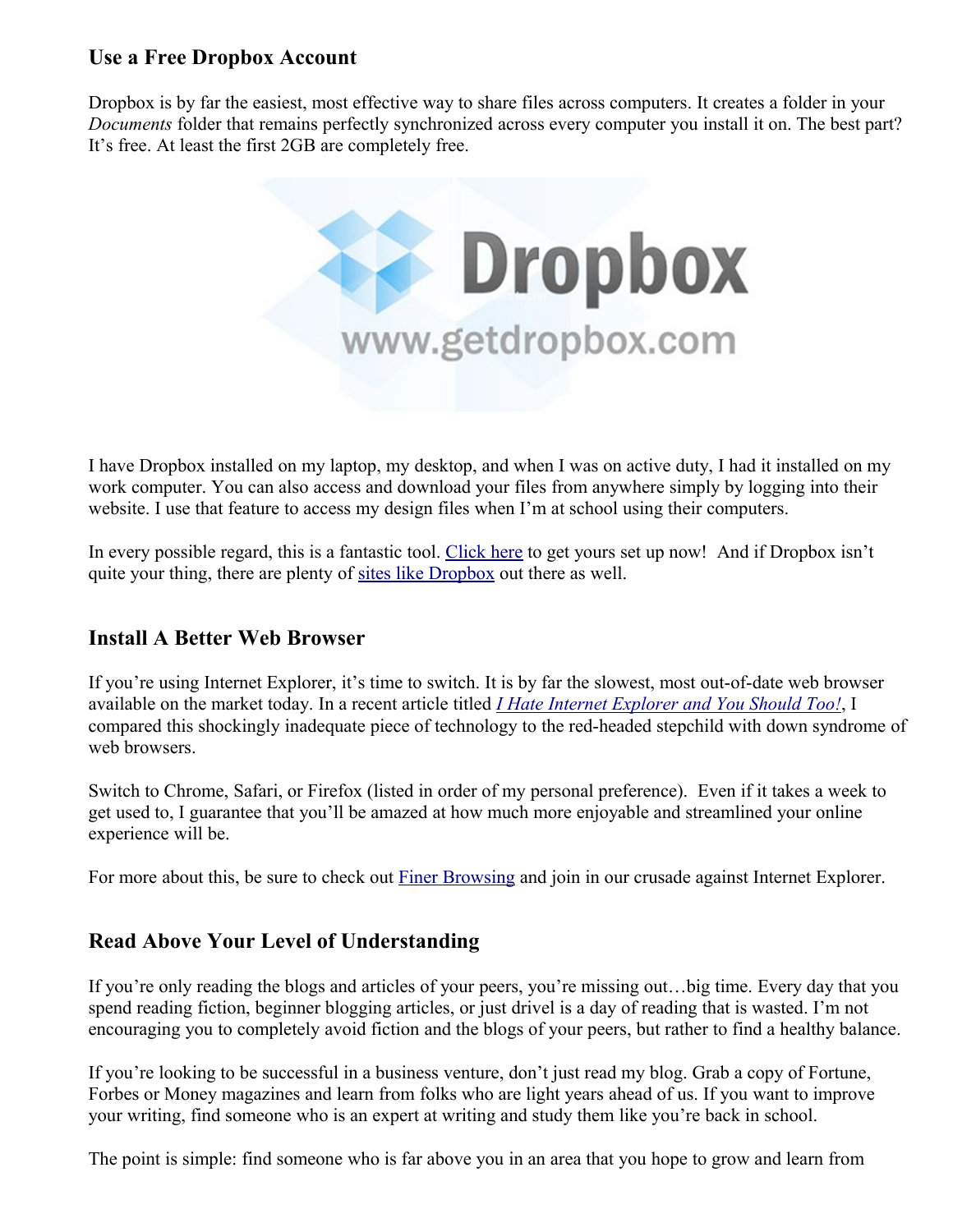## Use a Free Dropbox Account

Dropbox is by far the easiest, most effective way to share files across computers. It creates a folder in your *Documents* folder that remains perfectly synchronized across every computer you install it on. The best part? It's free. At least the first 2GB are completely free.

I have Dropbox installed on my laptop, my desktop, and when I was on active duty, I had it installed on my work computer. You can also access and download your files from anywhere simply by logging into their website. I use that feature to access my design files when I'm at school using their computers.

In every possible regard, this is a fantastic tool. Click here to get yours set up now! And if Dropbox isn't quite your thing, there are plenty of sites like Dropbox out there as well.

## Install A Better Web Browser

If you're using Internet Explorer, it's time to switch. It is by far the slowest, most out-of-date web browser available on the market today. In a recent article titled *I Hate Internet Explorer and You Should Too!*, I compared this shockingly inadequate piece of technology to the red-headed stepchild with down syndrome of web browsers.

Switch to Chrome, Safari, or Firefox (listed in order of my personal preference). Even if it takes a week to get used to, I guarantee that you'll be amazed at how much more enjoyable and streamlined your online experience will be.

For more about this, be sure to check out Finer Browsing and join in our crusade against Internet Explorer.

## Read Above Your Level of Understanding

If you're only reading the blogs and articles of your peers, you're missing out…big time. Every day that you spend reading fiction, beginner blogging articles, or just drivel is a day of reading that is wasted. I'm not encouraging you to completely avoid fiction and the blogs of your peers, but rather to find a healthy balance.

If you're looking to be successful in a business venture, don't just read my blog. Grab a copy of Fortune, Forbes or Money magazines and learn from folks who are light years ahead of us. If you want to improve your writing, find someone who is an expert at writing and study them like you're back in school.

The point is simple: find someone who is far above you in an area that you hope to grow and learn from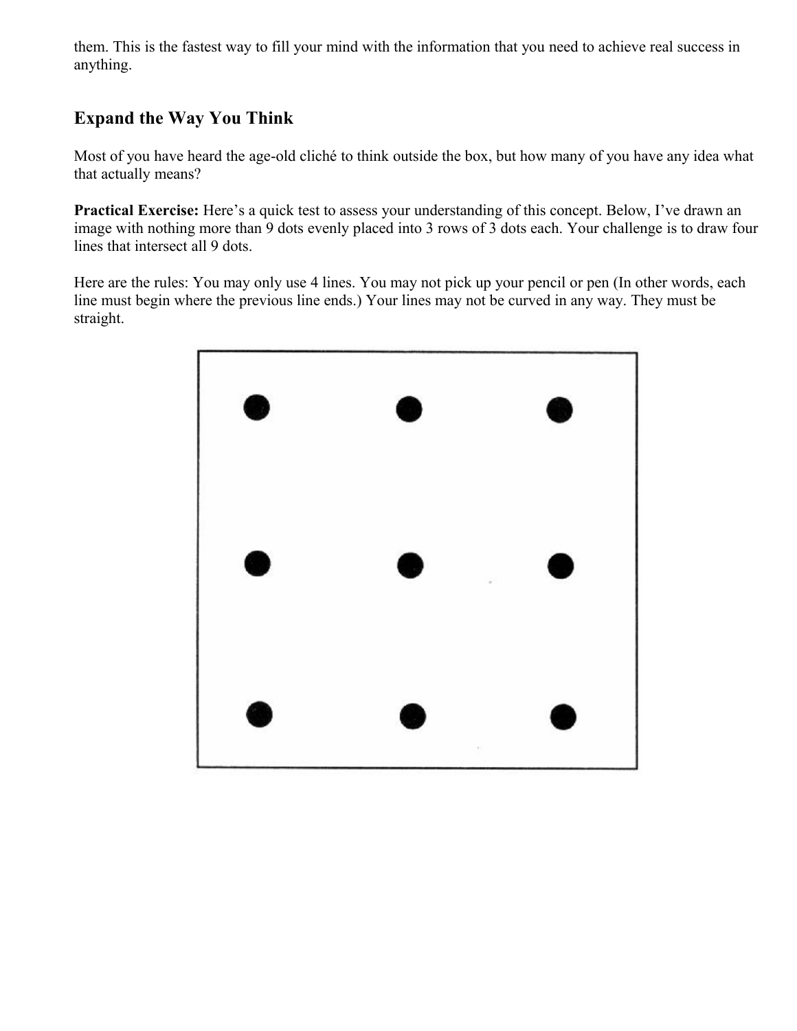them. This is the fastest way to fill your mind with the information that you need to achieve real success in anything.

## Expand the Way You Think

Most of you have heard the age-old cliché to think outside the box, but how many of you have any idea what that actually means?

**Practical Exercise:** Here's a quick test to assess your understanding of this concept. Below, I've drawn an image with nothing more than 9 dots evenly placed into 3 rows of 3 dots each. Your challenge is to draw four lines that intersect all 9 dots.

Here are the rules: You may only use 4 lines. You may not pick up your pencil or pen (In other words, each line must begin where the previous line ends.) Your lines may not be curved in any way. They must be straight.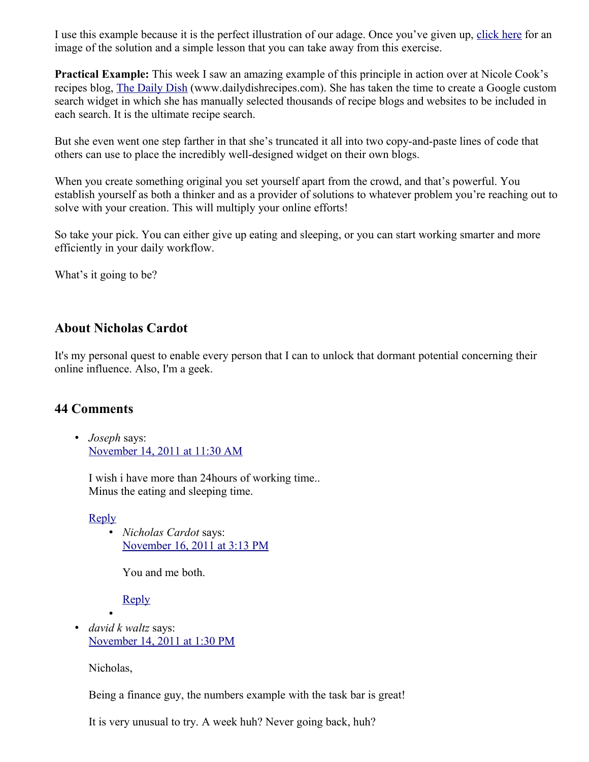I use this example because it is the perfect illustration of our adage. Once you've given up, click here for an image of the solution and a simple lesson that you can take away from this exercise.

**Practical Example:** This week I saw an amazing example of this principle in action over at Nicole Cook's recipes blog, The Daily Dish (www.dailydishrecipes.com). She has taken the time to create a Google custom search widget in which she has manually selected thousands of recipe blogs and websites to be included in each search. It is the ultimate recipe search.

But she even went one step farther in that she's truncated it all into two copy-and-paste lines of code that others can use to place the incredibly well-designed widget on their own blogs.

When you create something original you set yourself apart from the crowd, and that's powerful. You establish yourself as both a thinker and as a provider of solutions to whatever problem you're reaching out to solve with your creation. This will multiply your online efforts!

So take your pick. You can either give up eating and sleeping, or you can start working smarter and more efficiently in your daily workflow.

What's it going to be?

## About Nicholas Cardot

It's my personal quest to enable every person that I can to unlock that dormant potential concerning their online influence. Also, I'm a geek.

## 44 Comments

- *Joseph* says:
  November 14, 2011 at 11:30 AM

  I wish i have more than 24hours of working time..
  Minus the eating and sleeping time.

  Reply

  - *Nicholas Cardot* says:
    November 16, 2011 at 3:13 PM

    You and me both.

    Reply

- *david k waltz* says:
  November 14, 2011 at 1:30 PM

  Nicholas,

  Being a finance guy, the numbers example with the task bar is great!

  It is very unusual to try. A week huh? Never going back, huh?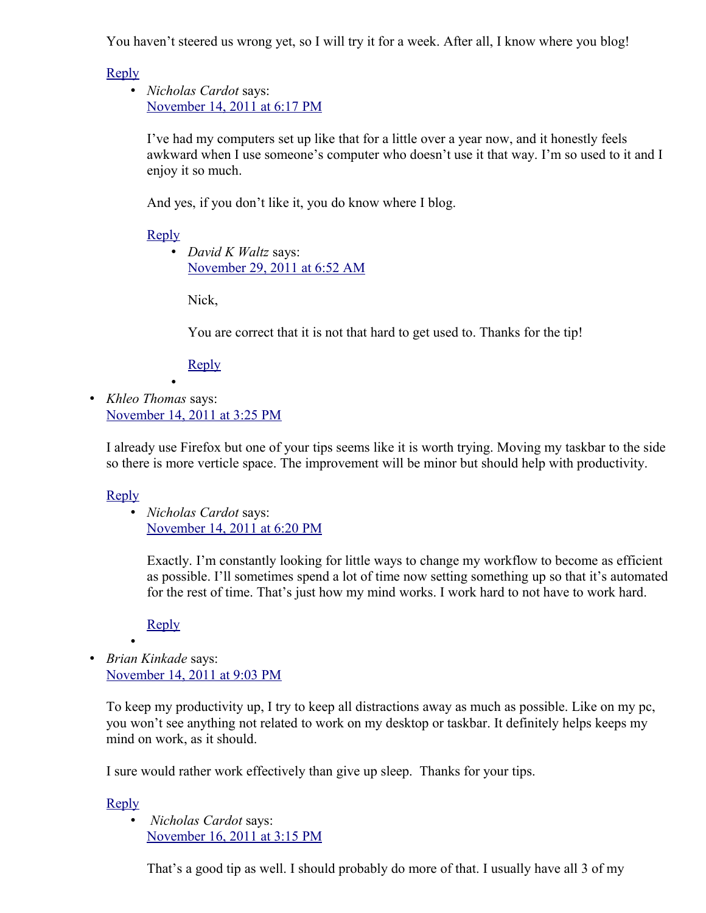You haven't steered us wrong yet, so I will try it for a week. After all, I know where you blog!

Reply

- *Nicholas Cardot* says:
  November 14, 2011 at 6:17 PM

  I've had my computers set up like that for a little over a year now, and it honestly feels awkward when I use someone's computer who doesn't use it that way. I'm so used to it and I enjoy it so much.

  And yes, if you don't like it, you do know where I blog.

  Reply

  - *David K Waltz* says:
    November 29, 2011 at 6:52 AM

    Nick,

    You are correct that it is not that hard to get used to. Thanks for the tip!

    Reply

- *Khleo Thomas* says:
  November 14, 2011 at 3:25 PM

  I already use Firefox but one of your tips seems like it is worth trying. Moving my taskbar to the side so there is more verticle space. The improvement will be minor but should help with productivity.

  Reply

  - *Nicholas Cardot* says:
    November 14, 2011 at 6:20 PM

    Exactly. I'm constantly looking for little ways to change my workflow to become as efficient as possible. I'll sometimes spend a lot of time now setting something up so that it's automated for the rest of time. That's just how my mind works. I work hard to not have to work hard.

    Reply

- *Brian Kinkade* says:
  November 14, 2011 at 9:03 PM

  To keep my productivity up, I try to keep all distractions away as much as possible. Like on my pc, you won't see anything not related to work on my desktop or taskbar. It definitely helps keeps my mind on work, as it should.

  I sure would rather work effectively than give up sleep. Thanks for your tips.

  Reply

  - *Nicholas Cardot* says:
    November 16, 2011 at 3:15 PM

    That's a good tip as well. I should probably do more of that. I usually have all 3 of my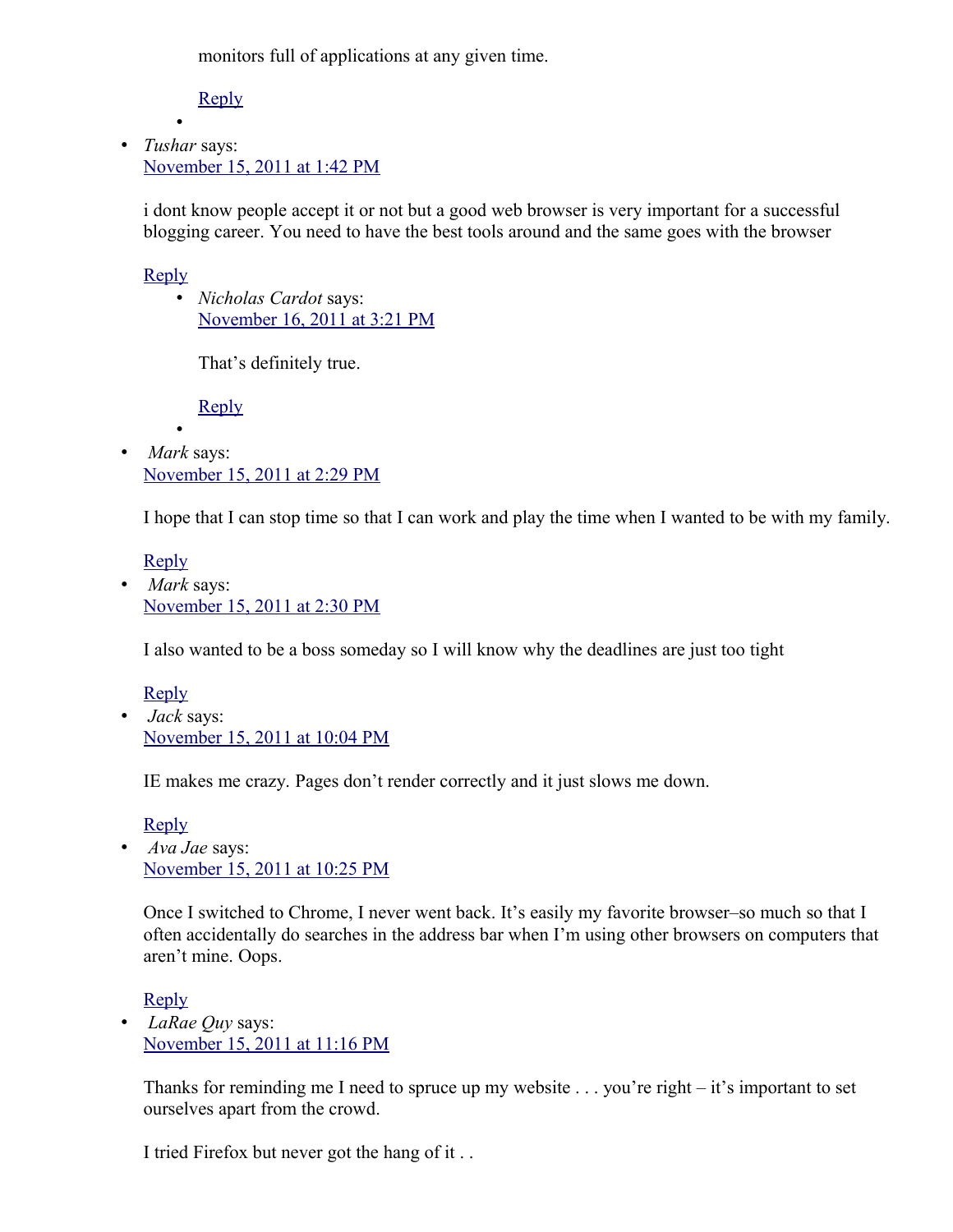monitors full of applications at any given time.

Reply

- *Tushar* says:
  November 15, 2011 at 1:42 PM

  i dont know people accept it or not but a good web browser is very important for a successful blogging career. You need to have the best tools around and the same goes with the browser

  Reply

  - *Nicholas Cardot* says:
    November 16, 2011 at 3:21 PM

    That's definitely true.

    Reply

- *Mark* says:
  November 15, 2011 at 2:29 PM

  I hope that I can stop time so that I can work and play the time when I wanted to be with my family.

  Reply

- *Mark* says:
  November 15, 2011 at 2:30 PM

  I also wanted to be a boss someday so I will know why the deadlines are just too tight

  Reply

- *Jack* says:
  November 15, 2011 at 10:04 PM

  IE makes me crazy. Pages don't render correctly and it just slows me down.

  Reply

- *Ava Jae* says:
  November 15, 2011 at 10:25 PM

  Once I switched to Chrome, I never went back. It's easily my favorite browser–so much so that I often accidentally do searches in the address bar when I'm using other browsers on computers that aren't mine. Oops.

  Reply

- *LaRae Quy* says:
  November 15, 2011 at 11:16 PM

  Thanks for reminding me I need to spruce up my website . . . you're right – it's important to set ourselves apart from the crowd.

  I tried Firefox but never got the hang of it . .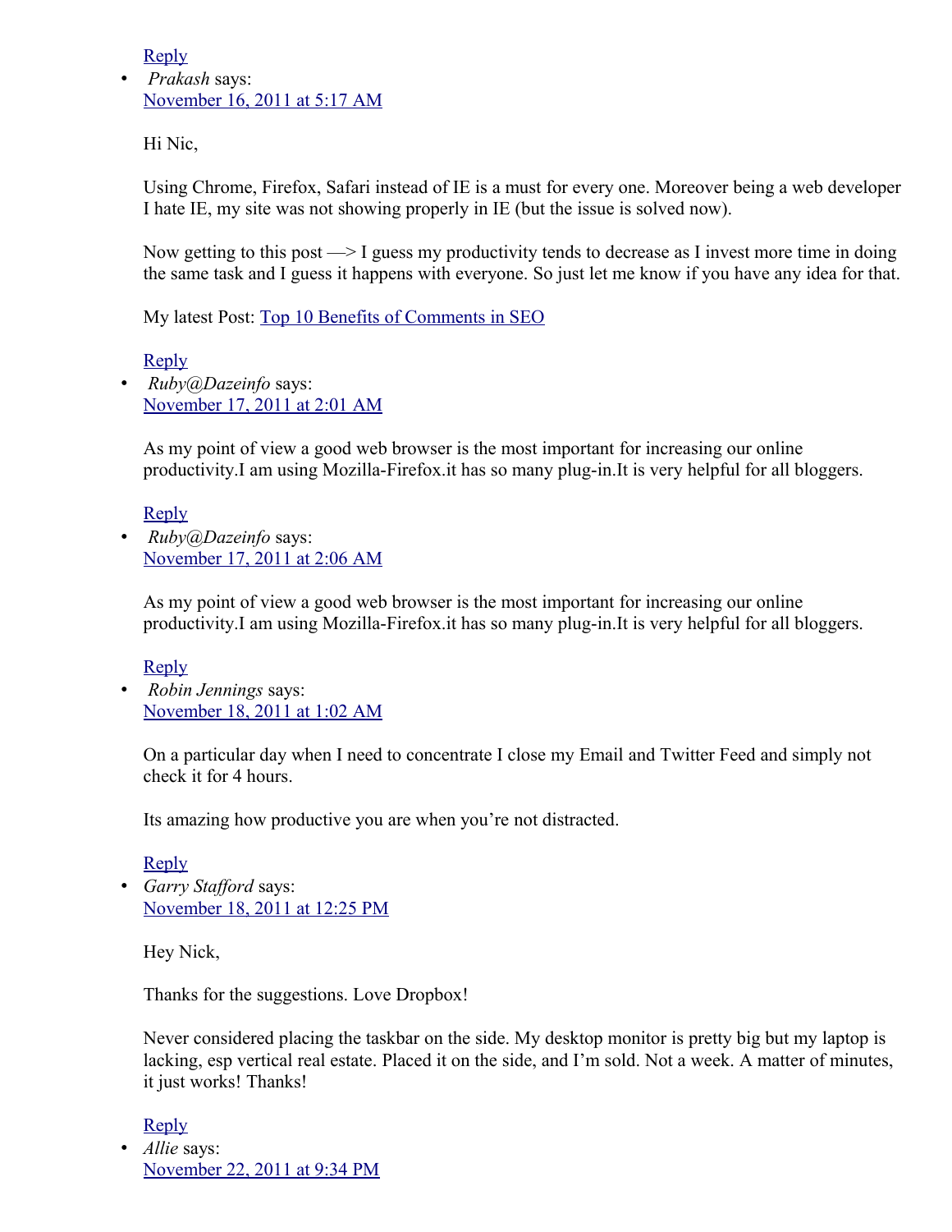Reply

- *Prakash* says:
  November 16, 2011 at 5:17 AM

  Hi Nic,

  Using Chrome, Firefox, Safari instead of IE is a must for every one. Moreover being a web developer I hate IE, my site was not showing properly in IE (but the issue is solved now).

  Now getting to this post —> I guess my productivity tends to decrease as I invest more time in doing the same task and I guess it happens with everyone. So just let me know if you have any idea for that.

  My latest Post: Top 10 Benefits of Comments in SEO

  Reply

- *Ruby@Dazeinfo* says:
  November 17, 2011 at 2:01 AM

  As my point of view a good web browser is the most important for increasing our online productivity.I am using Mozilla-Firefox.it has so many plug-in.It is very helpful for all bloggers.

  Reply

- *Ruby@Dazeinfo* says:
  November 17, 2011 at 2:06 AM

  As my point of view a good web browser is the most important for increasing our online productivity.I am using Mozilla-Firefox.it has so many plug-in.It is very helpful for all bloggers.

  Reply

- *Robin Jennings* says:
  November 18, 2011 at 1:02 AM

  On a particular day when I need to concentrate I close my Email and Twitter Feed and simply not check it for 4 hours.

  Its amazing how productive you are when you're not distracted.

  Reply

- *Garry Stafford* says:
  November 18, 2011 at 12:25 PM

  Hey Nick,

  Thanks for the suggestions. Love Dropbox!

  Never considered placing the taskbar on the side. My desktop monitor is pretty big but my laptop is lacking, esp vertical real estate. Placed it on the side, and I'm sold. Not a week. A matter of minutes, it just works! Thanks!

  Reply

- *Allie* says:
  November 22, 2011 at 9:34 PM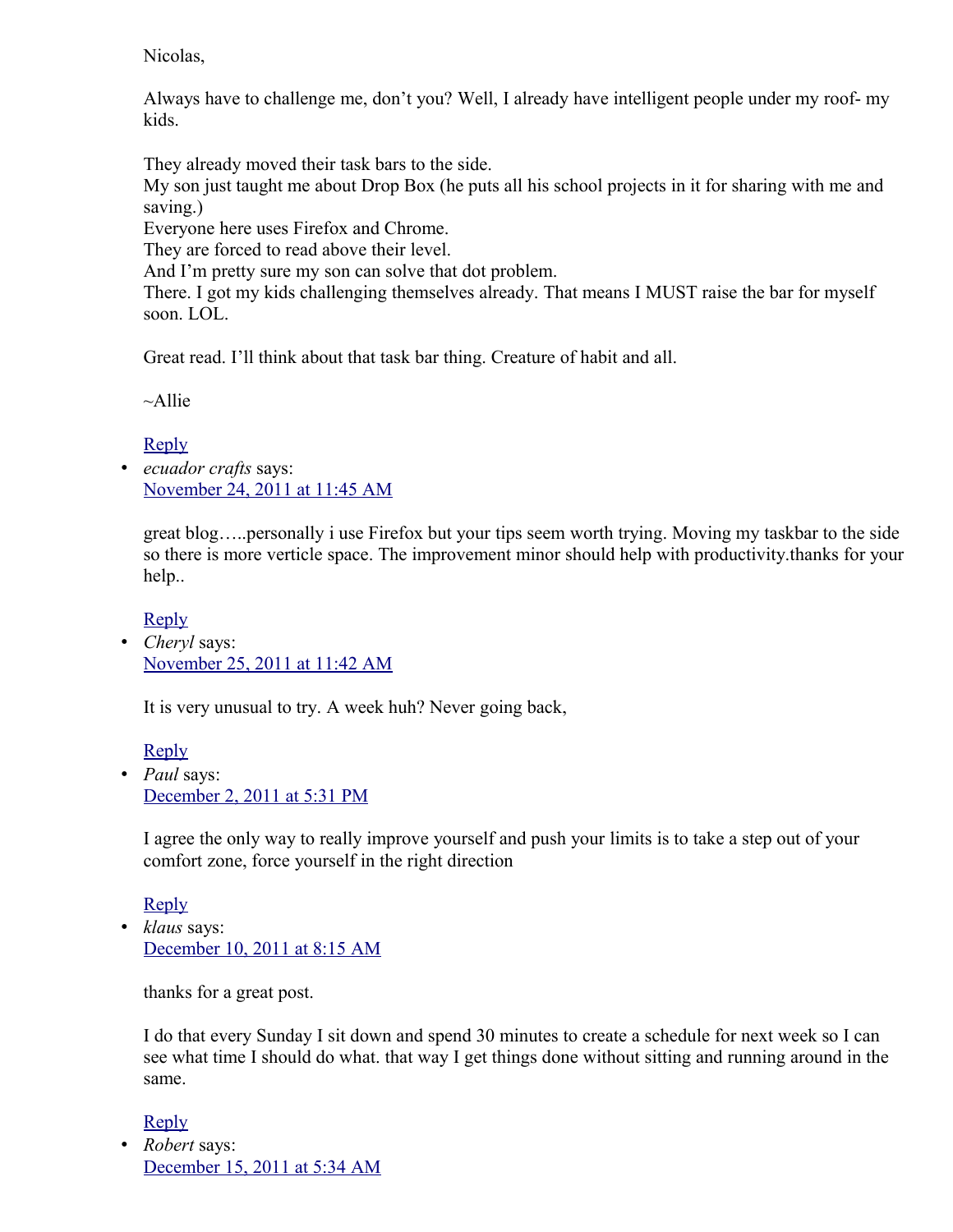Nicolas,

Always have to challenge me, don't you? Well, I already have intelligent people under my roof- my kids.

They already moved their task bars to the side.
My son just taught me about Drop Box (he puts all his school projects in it for sharing with me and saving.)
Everyone here uses Firefox and Chrome.
They are forced to read above their level.
And I'm pretty sure my son can solve that dot problem.
There. I got my kids challenging themselves already. That means I MUST raise the bar for myself soon. LOL.

Great read. I'll think about that task bar thing. Creature of habit and all.

~Allie

Reply

- *ecuador crafts* says:
  November 24, 2011 at 11:45 AM

  great blog…..personally i use Firefox but your tips seem worth trying. Moving my taskbar to the side so there is more verticle space. The improvement minor should help with productivity.thanks for your help..

  Reply

- *Cheryl* says:
  November 25, 2011 at 11:42 AM

  It is very unusual to try. A week huh? Never going back,

  Reply

- *Paul* says:
  December 2, 2011 at 5:31 PM

  I agree the only way to really improve yourself and push your limits is to take a step out of your comfort zone, force yourself in the right direction

  Reply

- *klaus* says:
  December 10, 2011 at 8:15 AM

  thanks for a great post.

  I do that every Sunday I sit down and spend 30 minutes to create a schedule for next week so I can see what time I should do what. that way I get things done without sitting and running around in the same.

  Reply

- *Robert* says:
  December 15, 2011 at 5:34 AM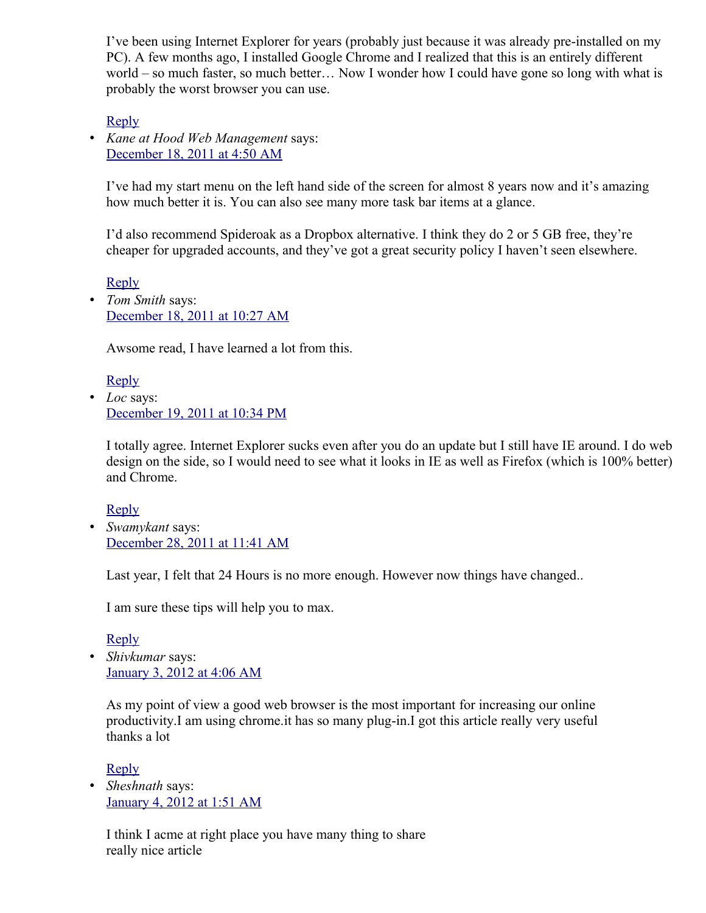I've been using Internet Explorer for years (probably just because it was already pre-installed on my PC). A few months ago, I installed Google Chrome and I realized that this is an entirely different world – so much faster, so much better… Now I wonder how I could have gone so long with what is probably the worst browser you can use.

Reply

- *Kane at Hood Web Management* says:
  December 18, 2011 at 4:50 AM

  I've had my start menu on the left hand side of the screen for almost 8 years now and it's amazing how much better it is. You can also see many more task bar items at a glance.

  I'd also recommend Spideroak as a Dropbox alternative. I think they do 2 or 5 GB free, they're cheaper for upgraded accounts, and they've got a great security policy I haven't seen elsewhere.

  Reply

- *Tom Smith* says:
  December 18, 2011 at 10:27 AM

  Awsome read, I have learned a lot from this.

  Reply

- *Loc* says:
  December 19, 2011 at 10:34 PM

  I totally agree. Internet Explorer sucks even after you do an update but I still have IE around. I do web design on the side, so I would need to see what it looks in IE as well as Firefox (which is 100% better) and Chrome.

  Reply

- *Swamykant* says:
  December 28, 2011 at 11:41 AM

  Last year, I felt that 24 Hours is no more enough. However now things have changed..

  I am sure these tips will help you to max.

  Reply

- *Shivkumar* says:
  January 3, 2012 at 4:06 AM

  As my point of view a good web browser is the most important for increasing our online productivity.I am using chrome.it has so many plug-in.I got this article really very useful thanks a lot

  Reply

- *Sheshnath* says:
  January 4, 2012 at 1:51 AM

  I think I acme at right place you have many thing to share
  really nice article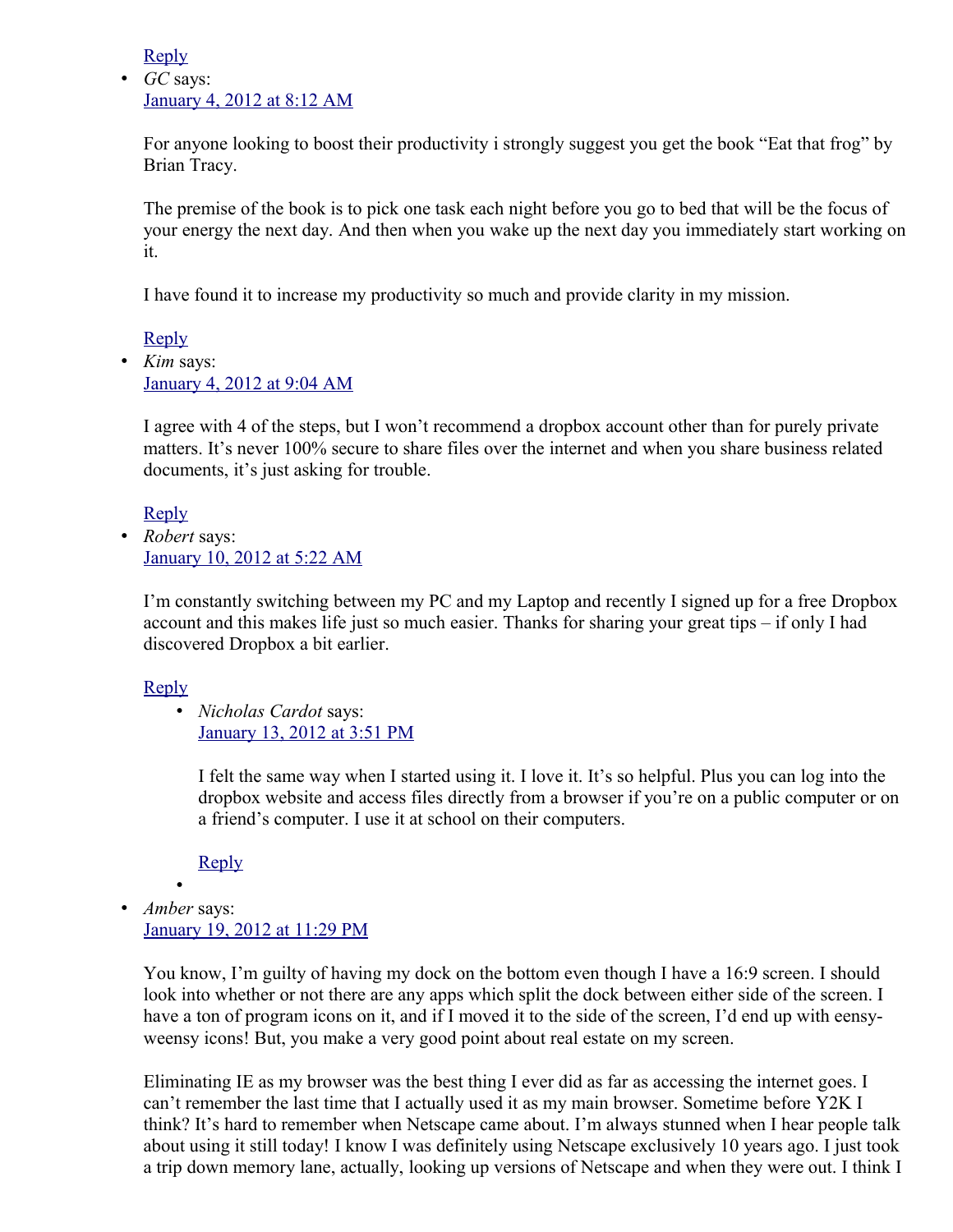Reply

- *GC* says:
  January 4, 2012 at 8:12 AM

  For anyone looking to boost their productivity i strongly suggest you get the book "Eat that frog" by Brian Tracy.

  The premise of the book is to pick one task each night before you go to bed that will be the focus of your energy the next day. And then when you wake up the next day you immediately start working on it.

  I have found it to increase my productivity so much and provide clarity in my mission.

  Reply

- *Kim* says:
  January 4, 2012 at 9:04 AM

  I agree with 4 of the steps, but I won't recommend a dropbox account other than for purely private matters. It's never 100% secure to share files over the internet and when you share business related documents, it's just asking for trouble.

  Reply

- *Robert* says:
  January 10, 2012 at 5:22 AM

  I'm constantly switching between my PC and my Laptop and recently I signed up for a free Dropbox account and this makes life just so much easier. Thanks for sharing your great tips – if only I had discovered Dropbox a bit earlier.

  Reply

  - *Nicholas Cardot* says:
    January 13, 2012 at 3:51 PM

    I felt the same way when I started using it. I love it. It's so helpful. Plus you can log into the dropbox website and access files directly from a browser if you're on a public computer or on a friend's computer. I use it at school on their computers.

    Reply

  -

- *Amber* says:
  January 19, 2012 at 11:29 PM

  You know, I'm guilty of having my dock on the bottom even though I have a 16:9 screen. I should look into whether or not there are any apps which split the dock between either side of the screen. I have a ton of program icons on it, and if I moved it to the side of the screen, I'd end up with eensy-weensy icons! But, you make a very good point about real estate on my screen.

  Eliminating IE as my browser was the best thing I ever did as far as accessing the internet goes. I can't remember the last time that I actually used it as my main browser. Sometime before Y2K I think? It's hard to remember when Netscape came about. I'm always stunned when I hear people talk about using it still today! I know I was definitely using Netscape exclusively 10 years ago. I just took a trip down memory lane, actually, looking up versions of Netscape and when they were out. I think I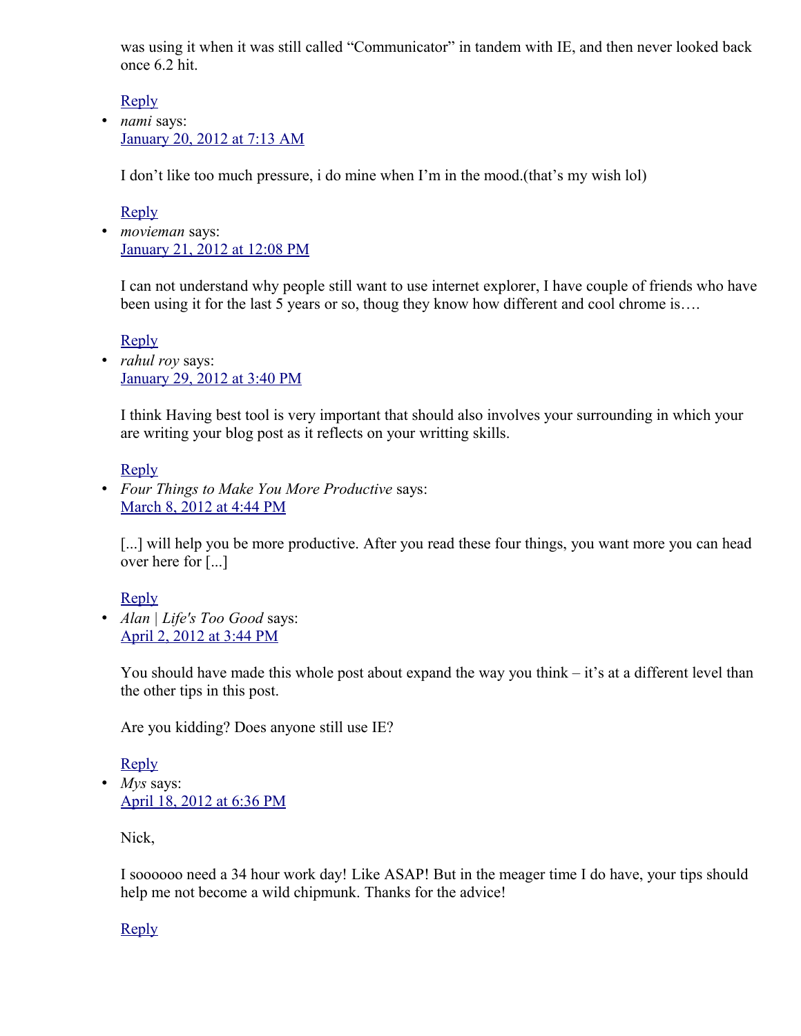was using it when it was still called "Communicator" in tandem with IE, and then never looked back once 6.2 hit.

Reply

- *nami* says:
  January 20, 2012 at 7:13 AM

  I don't like too much pressure, i do mine when I'm in the mood.(that's my wish lol)

  Reply

- *movieman* says:
  January 21, 2012 at 12:08 PM

  I can not understand why people still want to use internet explorer, I have couple of friends who have been using it for the last 5 years or so, thoug they know how different and cool chrome is….

  Reply

- *rahul roy* says:
  January 29, 2012 at 3:40 PM

  I think Having best tool is very important that should also involves your surrounding in which your are writing your blog post as it reflects on your writting skills.

  Reply

- *Four Things to Make You More Productive* says:
  March 8, 2012 at 4:44 PM

  [...] will help you be more productive. After you read these four things, you want more you can head over here for [...]

  Reply

- *Alan | Life's Too Good* says:
  April 2, 2012 at 3:44 PM

  You should have made this whole post about expand the way you think – it's at a different level than the other tips in this post.

  Are you kidding? Does anyone still use IE?

  Reply

- *Mys* says:
  April 18, 2012 at 6:36 PM

  Nick,

  I soooooo need a 34 hour work day! Like ASAP! But in the meager time I do have, your tips should help me not become a wild chipmunk. Thanks for the advice!

  Reply